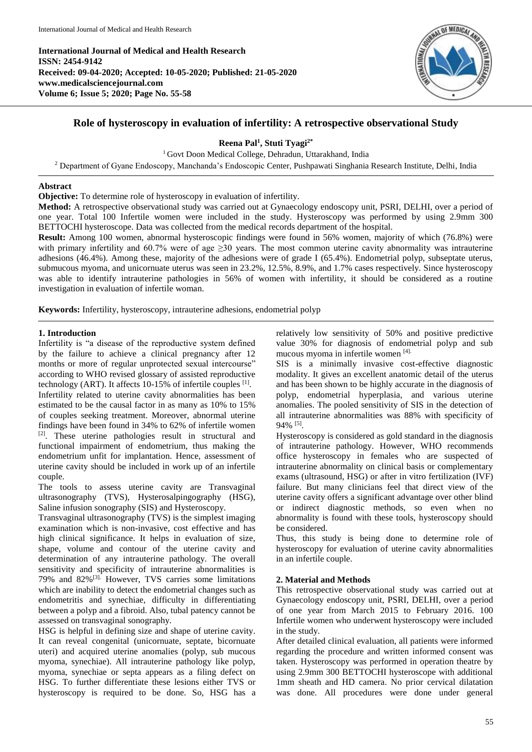**International Journal of Medical and Health Research**
**ISSN: 2454-9142**
**Received: 09-04-2020; Accepted: 10-05-2020; Published: 21-05-2020**
**www.medicalsciencejournal.com**
**Volume 6; Issue 5; 2020; Page No. 55-58**

# Role of hysteroscopy in evaluation of infertility: A retrospective observational Study

**Reena Pal[1], Stuti Tyagi[2*]**

[1] Govt Doon Medical College, Dehradun, Uttarakhand, India

[2] Department of Gyane Endoscopy, Manchanda's Endoscopic Center, Pushpawati Singhania Research Institute, Delhi, India

## Abstract

**Objective:** To determine role of hysteroscopy in evaluation of infertility.

**Method:** A retrospective observational study was carried out at Gynaecology endoscopy unit, PSRI, DELHI, over a period of one year. Total 100 Infertile women were included in the study. Hysteroscopy was performed by using 2.9mm 300 BETTOCHI hysteroscope. Data was collected from the medical records department of the hospital.

**Result:** Among 100 women, abnormal hysteroscopic findings were found in 56% women, majority of which (76.8%) were with primary infertility and 60.7% were of age ≥30 years. The most common uterine cavity abnormality was intrauterine adhesions (46.4%). Among these, majority of the adhesions were of grade I (65.4%). Endometrial polyp, subseptate uterus, submucous myoma, and unicornuate uterus was seen in 23.2%, 12.5%, 8.9%, and 1.7% cases respectively. Since hysteroscopy was able to identify intrauterine pathologies in 56% of women with infertility, it should be considered as a routine investigation in evaluation of infertile woman.

**Keywords:** Infertility, hysteroscopy, intrauterine adhesions, endometrial polyp

## 1. Introduction

Infertility is "a disease of the reproductive system defined by the failure to achieve a clinical pregnancy after 12 months or more of regular unprotected sexual intercourse" according to WHO revised glossary of assisted reproductive technology (ART). It affects 10-15% of infertile couples [1].

Infertility related to uterine cavity abnormalities has been estimated to be the causal factor in as many as 10% to 15% of couples seeking treatment. Moreover, abnormal uterine findings have been found in 34% to 62% of infertile women [2]. These uterine pathologies result in structural and functional impairment of endometrium, thus making the endometrium unfit for implantation. Hence, assessment of uterine cavity should be included in work up of an infertile couple.

The tools to assess uterine cavity are Transvaginal ultrasonography (TVS), Hysterosalpingography (HSG), Saline infusion sonography (SIS) and Hysteroscopy.

Transvaginal ultrasonography (TVS) is the simplest imaging examination which is non-invasive, cost effective and has high clinical significance. It helps in evaluation of size, shape, volume and contour of the uterine cavity and determination of any intrauterine pathology. The overall sensitivity and specificity of intrauterine abnormalities is 79% and 82%[3]. However, TVS carries some limitations which are inability to detect the endometrial changes such as endometritis and synechiae, difficulty in differentiating between a polyp and a fibroid. Also, tubal patency cannot be assessed on transvaginal sonography.

HSG is helpful in defining size and shape of uterine cavity. It can reveal congenital (unicornuate, septate, bicornuate uteri) and acquired uterine anomalies (polyp, sub mucous myoma, synechiae). All intrauterine pathology like polyp, myoma, synechiae or septa appears as a filing defect on HSG. To further differentiate these lesions either TVS or hysteroscopy is required to be done. So, HSG has a relatively low sensitivity of 50% and positive predictive value 30% for diagnosis of endometrial polyp and sub mucous myoma in infertile women [4].

SIS is a minimally invasive cost-effective diagnostic modality. It gives an excellent anatomic detail of the uterus and has been shown to be highly accurate in the diagnosis of polyp, endometrial hyperplasia, and various uterine anomalies. The pooled sensitivity of SIS in the detection of all intrauterine abnormalities was 88% with specificity of 94% [5].

Hysteroscopy is considered as gold standard in the diagnosis of intrauterine pathology. However, WHO recommends office hysteroscopy in females who are suspected of intrauterine abnormality on clinical basis or complementary exams (ultrasound, HSG) or after in vitro fertilization (IVF) failure. But many clinicians feel that direct view of the uterine cavity offers a significant advantage over other blind or indirect diagnostic methods, so even when no abnormality is found with these tools, hysteroscopy should be considered.

Thus, this study is being done to determine role of hysteroscopy for evaluation of uterine cavity abnormalities in an infertile couple.

## 2. Material and Methods

This retrospective observational study was carried out at Gynaecology endoscopy unit, PSRI, DELHI, over a period of one year from March 2015 to February 2016. 100 Infertile women who underwent hysteroscopy were included in the study.

After detailed clinical evaluation, all patients were informed regarding the procedure and written informed consent was taken. Hysteroscopy was performed in operation theatre by using 2.9mm 300 BETTOCHI hysteroscope with additional 1mm sheath and HD camera. No prior cervical dilatation was done. All procedures were done under general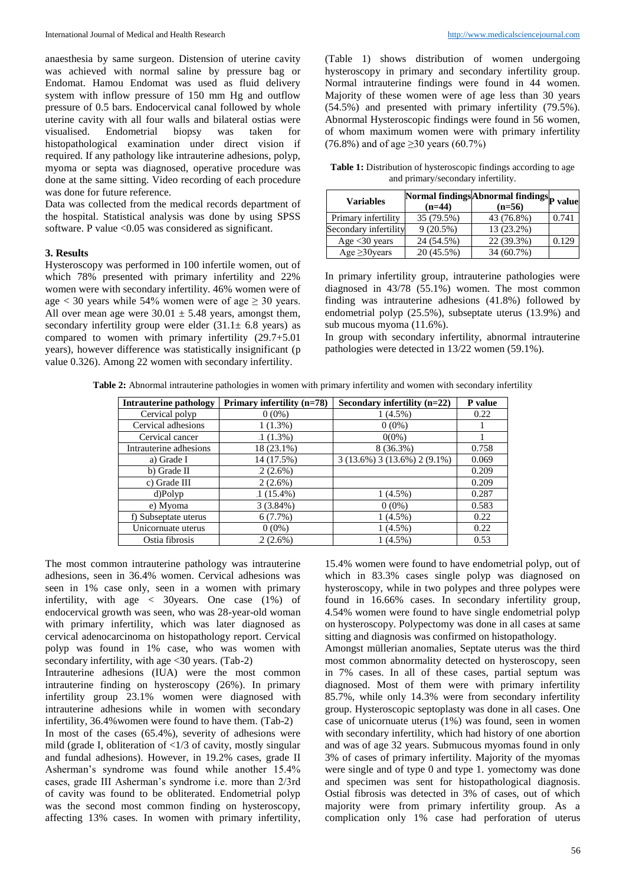anaesthesia by same surgeon. Distension of uterine cavity was achieved with normal saline by pressure bag or Endomat. Hamou Endomat was used as fluid delivery system with inflow pressure of 150 mm Hg and outflow pressure of 0.5 bars. Endocervical canal followed by whole uterine cavity with all four walls and bilateral ostias were visualised. Endometrial biopsy was taken for histopathological examination under direct vision if required. If any pathology like intrauterine adhesions, polyp, myoma or septa was diagnosed, operative procedure was done at the same sitting. Video recording of each procedure was done for future reference.

Data was collected from the medical records department of the hospital. Statistical analysis was done by using SPSS software. P value <0.05 was considered as significant.

## 3. Results

Hysteroscopy was performed in 100 infertile women, out of which 78% presented with primary infertility and 22% women were with secondary infertility. 46% women were of age < 30 years while 54% women were of age ≥ 30 years. All over mean age were $30.01 \pm 5.48$ years, amongst them, secondary infertility group were elder ($31.1 \pm 6.8$ years) as compared to women with primary infertility (29.7+5.01 years), however difference was statistically insignificant (p value 0.326). Among 22 women with secondary infertility.

(Table 1) shows distribution of women undergoing hysteroscopy in primary and secondary infertility group. Normal intrauterine findings were found in 44 women. Majority of these women were of age less than 30 years (54.5%) and presented with primary infertility (79.5%). Abnormal Hysteroscopic findings were found in 56 women, of whom maximum women were with primary infertility (76.8%) and of age ≥30 years (60.7%)

**Table 1:** Distribution of hysteroscopic findings according to age and primary/secondary infertility.

| Variables | Normal findings (n=44) | Abnormal findings (n=56) | P value |
|---|---|---|---|
| Primary infertility | 35 (79.5%) | 43 (76.8%) | 0.741 |
| Secondary infertility | 9 (20.5%) | 13 (23.2%) | |
| Age <30 years | 24 (54.5%) | 22 (39.3%) | 0.129 |
| Age ≥30years | 20 (45.5%) | 34 (60.7%) | |

In primary infertility group, intrauterine pathologies were diagnosed in 43/78 (55.1%) women. The most common finding was intrauterine adhesions (41.8%) followed by endometrial polyp (25.5%), subseptate uterus (13.9%) and sub mucous myoma (11.6%).

In group with secondary infertility, abnormal intrauterine pathologies were detected in 13/22 women (59.1%).

**Table 2:** Abnormal intrauterine pathologies in women with primary infertility and women with secondary infertility

| Intrauterine pathology | Primary infertility (n=78) | Secondary infertility (n=22) | P value |
|---|---|---|---|
| Cervical polyp | 0 (0%) | 1 (4.5%) | 0.22 |
| Cervical adhesions | 1 (1.3%) | 0 (0%) | 1 |
| Cervical cancer | 1 (1.3%) | 0(0%) | 1 |
| Intrauterine adhesions | 18 (23.1%) | 8 (36.3%) | 0.758 |
| a) Grade I | 14 (17.5%) | 3 (13.6%) 3 (13.6%) 2 (9.1%) | 0.069 |
| b) Grade II | 2 (2.6%) | | 0.209 |
| c) Grade III | 2 (2.6%) | | 0.209 |
| d)Polyp | 1 (15.4%) | 1 (4.5%) | 0.287 |
| e) Myoma | 3 (3.84%) | 0 (0%) | 0.583 |
| f) Subseptate uterus | 6 (7.7%) | 1 (4.5%) | 0.22 |
| Unicornuate uterus | 0 (0%) | 1 (4.5%) | 0.22 |
| Ostia fibrosis | 2 (2.6%) | 1 (4.5%) | 0.53 |

The most common intrauterine pathology was intrauterine adhesions, seen in 36.4% women. Cervical adhesions was seen in 1% case only, seen in a women with primary infertility, with age < 30years. One case (1%) of endocervical growth was seen, who was 28-year-old woman with primary infertility, which was later diagnosed as cervical adenocarcinoma on histopathology report. Cervical polyp was found in 1% case, who was women with secondary infertility, with age <30 years. (Tab-2)

Intrauterine adhesions (IUA) were the most common intrauterine finding on hysteroscopy (26%). In primary infertility group 23.1% women were diagnosed with intrauterine adhesions while in women with secondary infertility, 36.4%women were found to have them. (Tab-2)

In most of the cases (65.4%), severity of adhesions were mild (grade I, obliteration of <1/3 of cavity, mostly singular and fundal adhesions). However, in 19.2% cases, grade II Asherman's syndrome was found while another 15.4% cases, grade III Asherman's syndrome i.e. more than 2/3rd of cavity was found to be obliterated. Endometrial polyp was the second most common finding on hysteroscopy, affecting 13% cases. In women with primary infertility, 15.4% women were found to have endometrial polyp, out of which in 83.3% cases single polyp was diagnosed on hysteroscopy, while in two polypes and three polypes were found in 16.66% cases. In secondary infertility group, 4.54% women were found to have single endometrial polyp on hysteroscopy. Polypectomy was done in all cases at same sitting and diagnosis was confirmed on histopathology.

Amongst müllerian anomalies, Septate uterus was the third most common abnormality detected on hysteroscopy, seen in 7% cases. In all of these cases, partial septum was diagnosed. Most of them were with primary infertility 85.7%, while only 14.3% were from secondary infertility group. Hysteroscopic septoplasty was done in all cases. One case of unicornuate uterus (1%) was found, seen in women with secondary infertility, which had history of one abortion and was of age 32 years. Submucous myomas found in only 3% of cases of primary infertility. Majority of the myomas were single and of type 0 and type 1. yomectomy was done and specimen was sent for histopathological diagnosis. Ostial fibrosis was detected in 3% of cases, out of which majority were from primary infertility group. As a complication only 1% case had perforation of uterus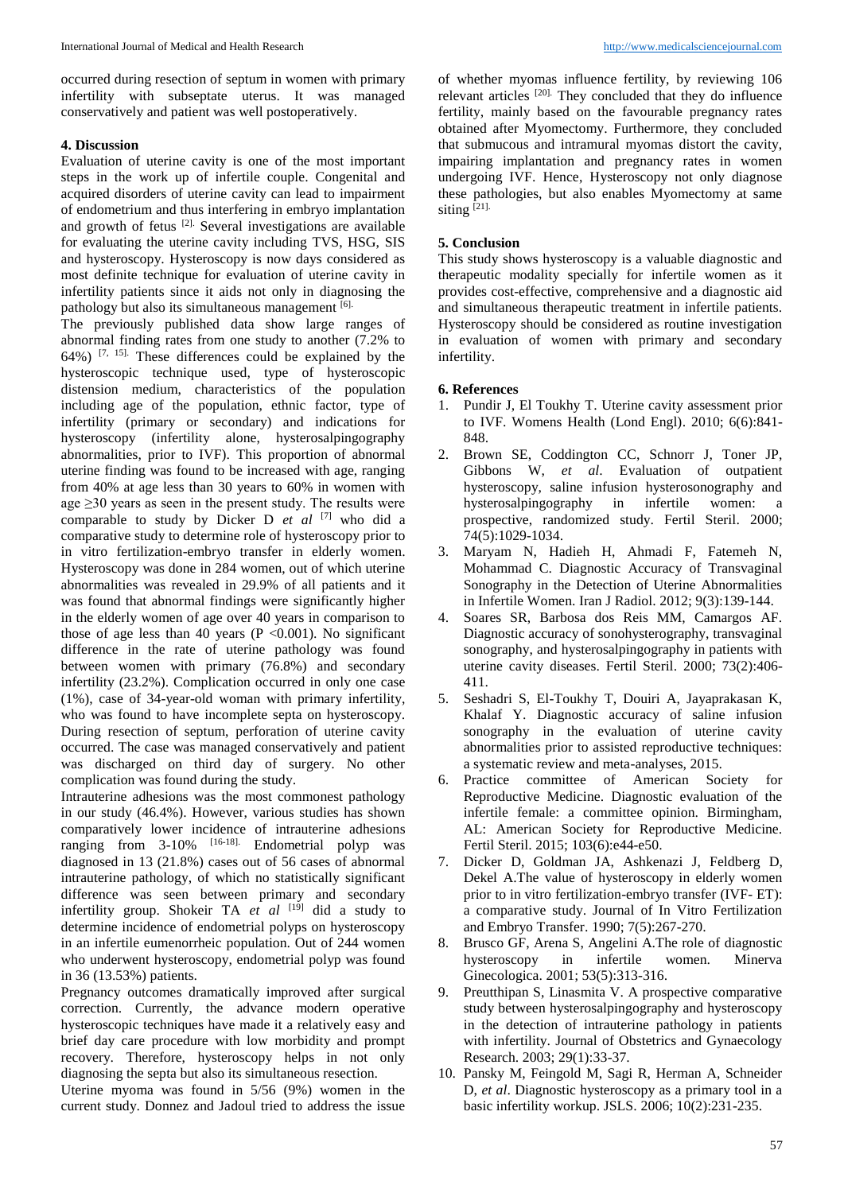occurred during resection of septum in women with primary infertility with subseptate uterus. It was managed conservatively and patient was well postoperatively.

## 4. Discussion

Evaluation of uterine cavity is one of the most important steps in the work up of infertile couple. Congenital and acquired disorders of uterine cavity can lead to impairment of endometrium and thus interfering in embryo implantation and growth of fetus [2]. Several investigations are available for evaluating the uterine cavity including TVS, HSG, SIS and hysteroscopy. Hysteroscopy is now days considered as most definite technique for evaluation of uterine cavity in infertility patients since it aids not only in diagnosing the pathology but also its simultaneous management [6].

The previously published data show large ranges of abnormal finding rates from one study to another (7.2% to 64%) [7, 15]. These differences could be explained by the hysteroscopic technique used, type of hysteroscopic distension medium, characteristics of the population including age of the population, ethnic factor, type of infertility (primary or secondary) and indications for hysteroscopy (infertility alone, hysterosalpingography abnormalities, prior to IVF). This proportion of abnormal uterine finding was found to be increased with age, ranging from 40% at age less than 30 years to 60% in women with age ≥30 years as seen in the present study. The results were comparable to study by Dicker D *et al* [7] who did a comparative study to determine role of hysteroscopy prior to in vitro fertilization-embryo transfer in elderly women. Hysteroscopy was done in 284 women, out of which uterine abnormalities was revealed in 29.9% of all patients and it was found that abnormal findings were significantly higher in the elderly women of age over 40 years in comparison to those of age less than 40 years ($P < 0.001$). No significant difference in the rate of uterine pathology was found between women with primary (76.8%) and secondary infertility (23.2%). Complication occurred in only one case (1%), case of 34-year-old woman with primary infertility, who was found to have incomplete septa on hysteroscopy. During resection of septum, perforation of uterine cavity occurred. The case was managed conservatively and patient was discharged on third day of surgery. No other complication was found during the study.

Intrauterine adhesions was the most commonest pathology in our study (46.4%). However, various studies has shown comparatively lower incidence of intrauterine adhesions ranging from 3-10% [16-18]. Endometrial polyp was diagnosed in 13 (21.8%) cases out of 56 cases of abnormal intrauterine pathology, of which no statistically significant difference was seen between primary and secondary infertility group. Shokeir TA *et al* [19] did a study to determine incidence of endometrial polyps on hysteroscopy in an infertile eumenorrheic population. Out of 244 women who underwent hysteroscopy, endometrial polyp was found in 36 (13.53%) patients.

Pregnancy outcomes dramatically improved after surgical correction. Currently, the advance modern operative hysteroscopic techniques have made it a relatively easy and brief day care procedure with low morbidity and prompt recovery. Therefore, hysteroscopy helps in not only diagnosing the septa but also its simultaneous resection.

Uterine myoma was found in 5/56 (9%) women in the current study. Donnez and Jadoul tried to address the issue of whether myomas influence fertility, by reviewing 106 relevant articles [20]. They concluded that they do influence fertility, mainly based on the favourable pregnancy rates obtained after Myomectomy. Furthermore, they concluded that submucous and intramural myomas distort the cavity, impairing implantation and pregnancy rates in women undergoing IVF. Hence, Hysteroscopy not only diagnose these pathologies, but also enables Myomectomy at same siting [21].

## 5. Conclusion

This study shows hysteroscopy is a valuable diagnostic and therapeutic modality specially for infertile women as it provides cost-effective, comprehensive and a diagnostic aid and simultaneous therapeutic treatment in infertile patients. Hysteroscopy should be considered as routine investigation in evaluation of women with primary and secondary infertility.

## 6. References

1. Pundir J, El Toukhy T. Uterine cavity assessment prior to IVF. Womens Health (Lond Engl). 2010; 6(6):841-848.
2. Brown SE, Coddington CC, Schnorr J, Toner JP, Gibbons W, *et al*. Evaluation of outpatient hysteroscopy, saline infusion hysterosonography and hysterosalpingography in infertile women: a prospective, randomized study. Fertil Steril. 2000; 74(5):1029-1034.
3. Maryam N, Hadieh H, Ahmadi F, Fatemeh N, Mohammad C. Diagnostic Accuracy of Transvaginal Sonography in the Detection of Uterine Abnormalities in Infertile Women. Iran J Radiol. 2012; 9(3):139-144.
4. Soares SR, Barbosa dos Reis MM, Camargos AF. Diagnostic accuracy of sonohysterography, transvaginal sonography, and hysterosalpingography in patients with uterine cavity diseases. Fertil Steril. 2000; 73(2):406-411.
5. Seshadri S, El-Toukhy T, Douiri A, Jayaprakasan K, Khalaf Y. Diagnostic accuracy of saline infusion sonography in the evaluation of uterine cavity abnormalities prior to assisted reproductive techniques: a systematic review and meta-analyses, 2015.
6. Practice committee of American Society for Reproductive Medicine. Diagnostic evaluation of the infertile female: a committee opinion. Birmingham, AL: American Society for Reproductive Medicine. Fertil Steril. 2015; 103(6):e44-e50.
7. Dicker D, Goldman JA, Ashkenazi J, Feldberg D, Dekel A.The value of hysteroscopy in elderly women prior to in vitro fertilization-embryo transfer (IVF- ET): a comparative study. Journal of In Vitro Fertilization and Embryo Transfer. 1990; 7(5):267-270.
8. Brusco GF, Arena S, Angelini A.The role of diagnostic hysteroscopy in infertile women. Minerva Ginecologica. 2001; 53(5):313-316.
9. Preutthipan S, Linasmita V. A prospective comparative study between hysterosalpingography and hysteroscopy in the detection of intrauterine pathology in patients with infertility. Journal of Obstetrics and Gynaecology Research. 2003; 29(1):33-37.
10. Pansky M, Feingold M, Sagi R, Herman A, Schneider D, *et al*. Diagnostic hysteroscopy as a primary tool in a basic infertility workup. JSLS. 2006; 10(2):231-235.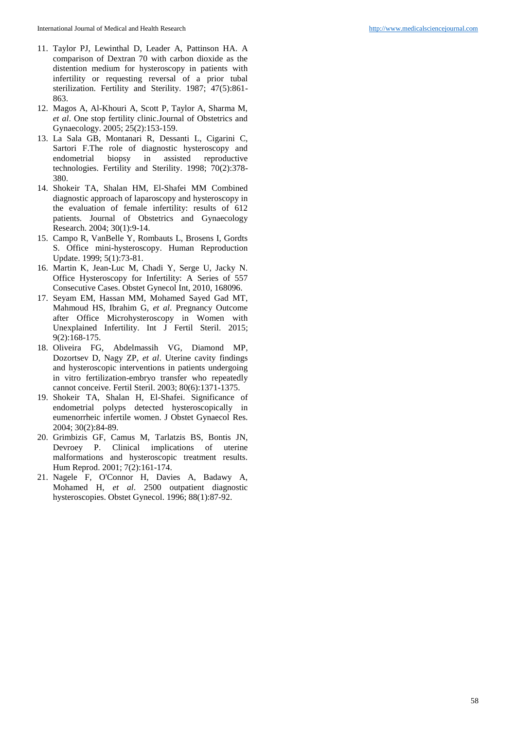11. Taylor PJ, Lewinthal D, Leader A, Pattinson HA. A comparison of Dextran 70 with carbon dioxide as the distention medium for hysteroscopy in patients with infertility or requesting reversal of a prior tubal sterilization. Fertility and Sterility. 1987; 47(5):861-863.
12. Magos A, Al-Khouri A, Scott P, Taylor A, Sharma M, *et al*. One stop fertility clinic.Journal of Obstetrics and Gynaecology. 2005; 25(2):153-159.
13. La Sala GB, Montanari R, Dessanti L, Cigarini C, Sartori F.The role of diagnostic hysteroscopy and endometrial biopsy in assisted reproductive technologies. Fertility and Sterility. 1998; 70(2):378-380.
14. Shokeir TA, Shalan HM, El-Shafei MM Combined diagnostic approach of laparoscopy and hysteroscopy in the evaluation of female infertility: results of 612 patients. Journal of Obstetrics and Gynaecology Research. 2004; 30(1):9-14.
15. Campo R, VanBelle Y, Rombauts L, Brosens I, Gordts S. Office mini-hysteroscopy. Human Reproduction Update. 1999; 5(1):73-81.
16. Martin K, Jean-Luc M, Chadi Y, Serge U, Jacky N. Office Hysteroscopy for Infertility: A Series of 557 Consecutive Cases. Obstet Gynecol Int, 2010, 168096.
17. Seyam EM, Hassan MM, Mohamed Sayed Gad MT, Mahmoud HS, Ibrahim G, *et al*. Pregnancy Outcome after Office Microhysteroscopy in Women with Unexplained Infertility. Int J Fertil Steril. 2015; 9(2):168-175.
18. Oliveira FG, Abdelmassih VG, Diamond MP, Dozortsev D, Nagy ZP, *et al*. Uterine cavity findings and hysteroscopic interventions in patients undergoing in vitro fertilization-embryo transfer who repeatedly cannot conceive. Fertil Steril. 2003; 80(6):1371-1375.
19. Shokeir TA, Shalan H, El-Shafei. Significance of endometrial polyps detected hysteroscopically in eumenorrheic infertile women. J Obstet Gynaecol Res. 2004; 30(2):84-89.
20. Grimbizis GF, Camus M, Tarlatzis BS, Bontis JN, Devroey P. Clinical implications of uterine malformations and hysteroscopic treatment results. Hum Reprod. 2001; 7(2):161-174.
21. Nagele F, O'Connor H, Davies A, Badawy A, Mohamed H, *et al*. 2500 outpatient diagnostic hysteroscopies. Obstet Gynecol. 1996; 88(1):87-92.